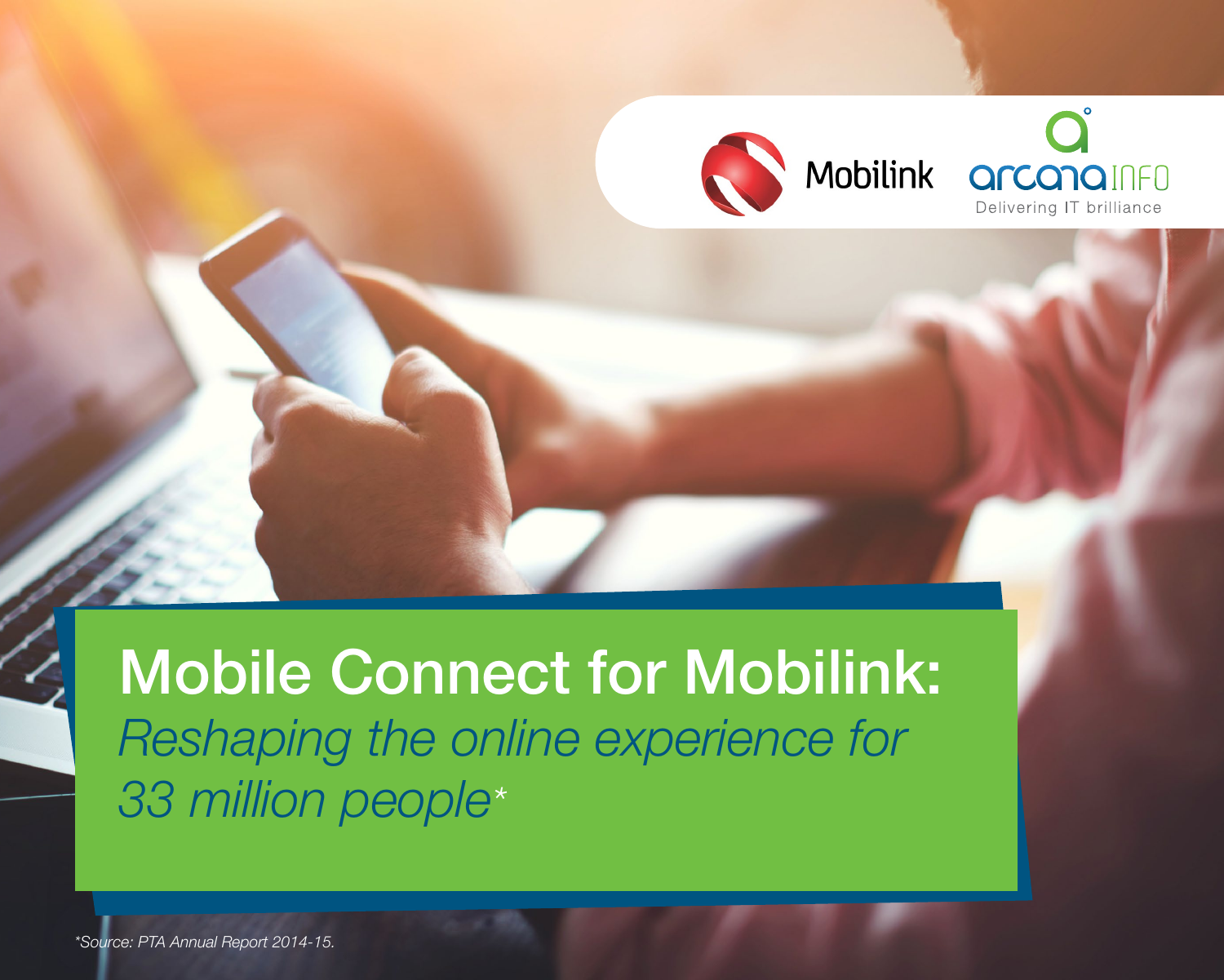Mobilink

arcanaINFO
Delivering IT brilliance

# Mobile Connect for Mobilink:

## *Reshaping the online experience for 33 million people**

*\*Source: PTA Annual Report 2014-15.*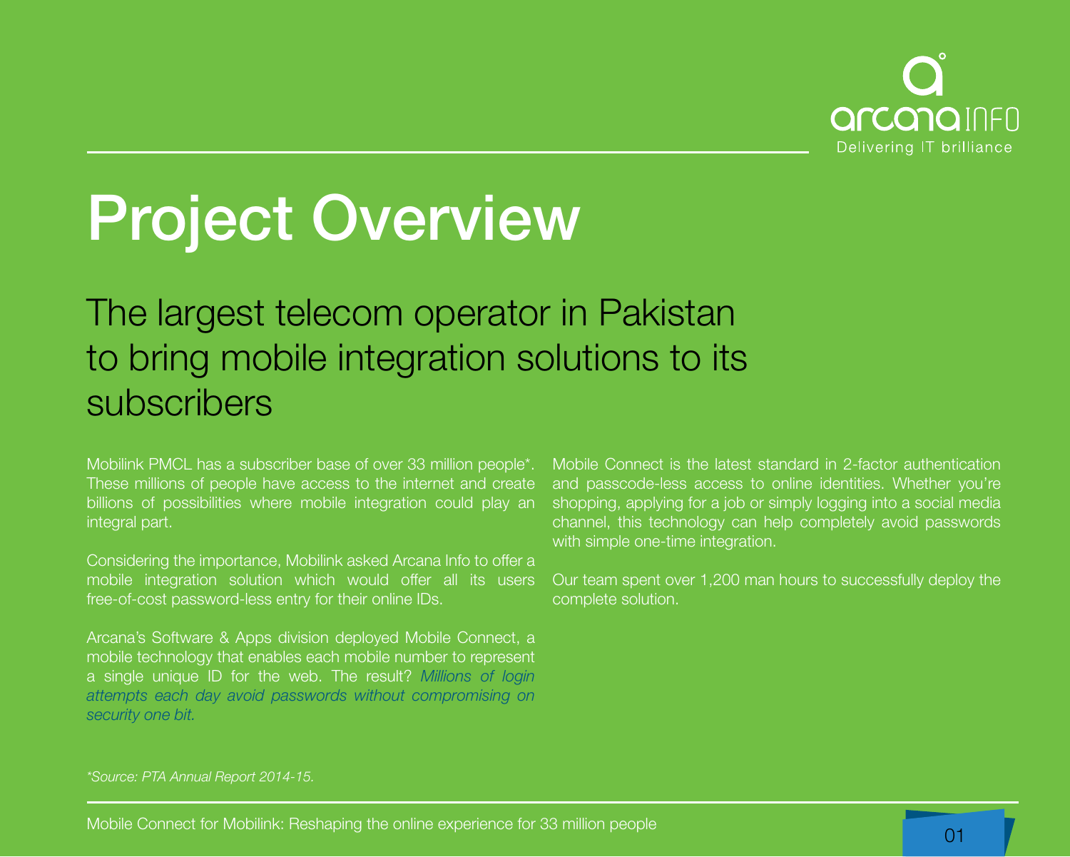# Project Overview

## The largest telecom operator in Pakistan to bring mobile integration solutions to its subscribers

Mobilink PMCL has a subscriber base of over 33 million people*. These millions of people have access to the internet and create billions of possibilities where mobile integration could play an integral part.

Considering the importance, Mobilink asked Arcana Info to offer a mobile integration solution which would offer all its users free-of-cost password-less entry for their online IDs.

Arcana's Software & Apps division deployed Mobile Connect, a mobile technology that enables each mobile number to represent a single unique ID for the web. The result? *Millions of login attempts each day avoid passwords without compromising on security one bit.*

Mobile Connect is the latest standard in 2-factor authentication and passcode-less access to online identities. Whether you're shopping, applying for a job or simply logging into a social media channel, this technology can help completely avoid passwords with simple one-time integration.

Our team spent over 1,200 man hours to successfully deploy the complete solution.

*\*Source: PTA Annual Report 2014-15.*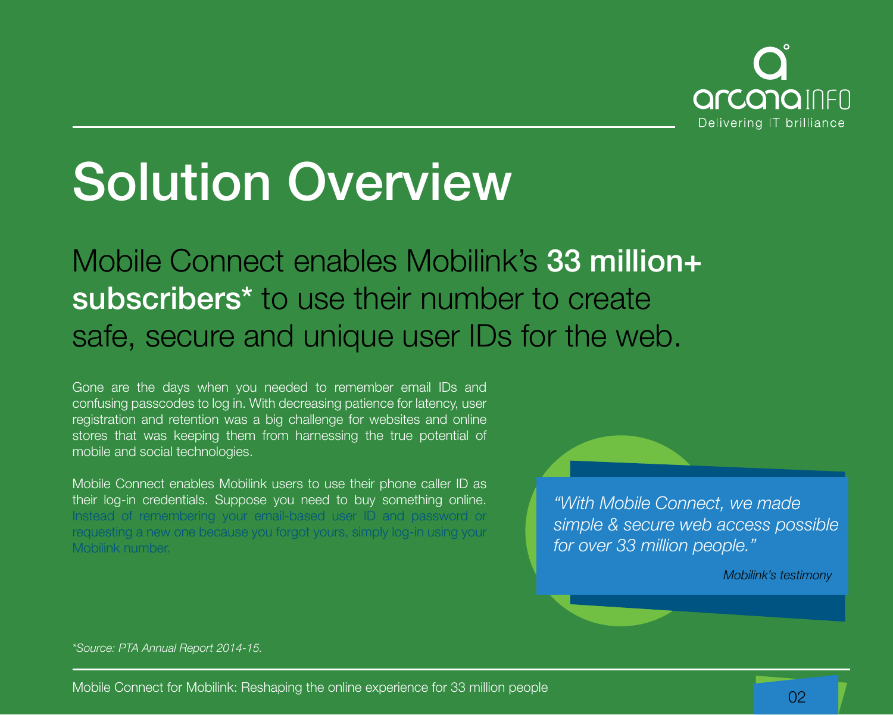# Solution Overview

## Mobile Connect enables Mobilink's **33 million+ subscribers*** to use their number to create safe, secure and unique user IDs for the web.

Gone are the days when you needed to remember email IDs and confusing passcodes to log in. With decreasing patience for latency, user registration and retention was a big challenge for websites and online stores that was keeping them from harnessing the true potential of mobile and social technologies.

Mobile Connect enables Mobilink users to use their phone caller ID as their log-in credentials. Suppose you need to buy something online. Instead of remembering your email-based user ID and password or requesting a new one because you forgot yours, simply log-in using your Mobilink number.

> *"With Mobile Connect, we made simple & secure web access possible for over 33 million people."*
>
> *Mobilink's testimony*

*\*Source: PTA Annual Report 2014-15.*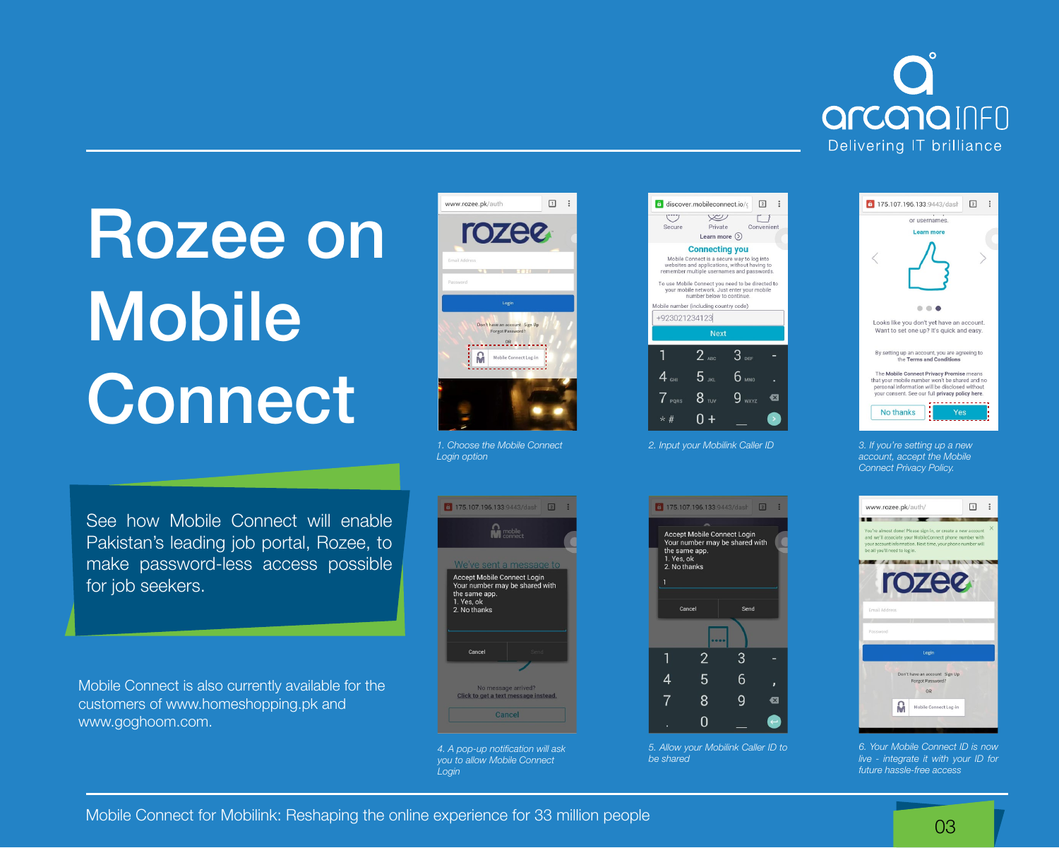# Rozee on Mobile Connect

See how Mobile Connect will enable Pakistan's leading job portal, Rozee, to make password-less access possible for job seekers.

Mobile Connect is also currently available for the customers of www.homeshopping.pk and www.goghoom.com.

*1. Choose the Mobile Connect Login option*

*2. Input your Mobilink Caller ID*

*3. If you're setting up a new account, accept the Mobile Connect Privacy Policy.*

*4. A pop-up notification will ask you to allow Mobile Connect Login*

*5. Allow your Mobilink Caller ID to be shared*

*6. Your Mobile Connect ID is now live - integrate it with your ID for future hassle-free access*

Mobile Connect for Mobilink: Reshaping the online experience for 33 million people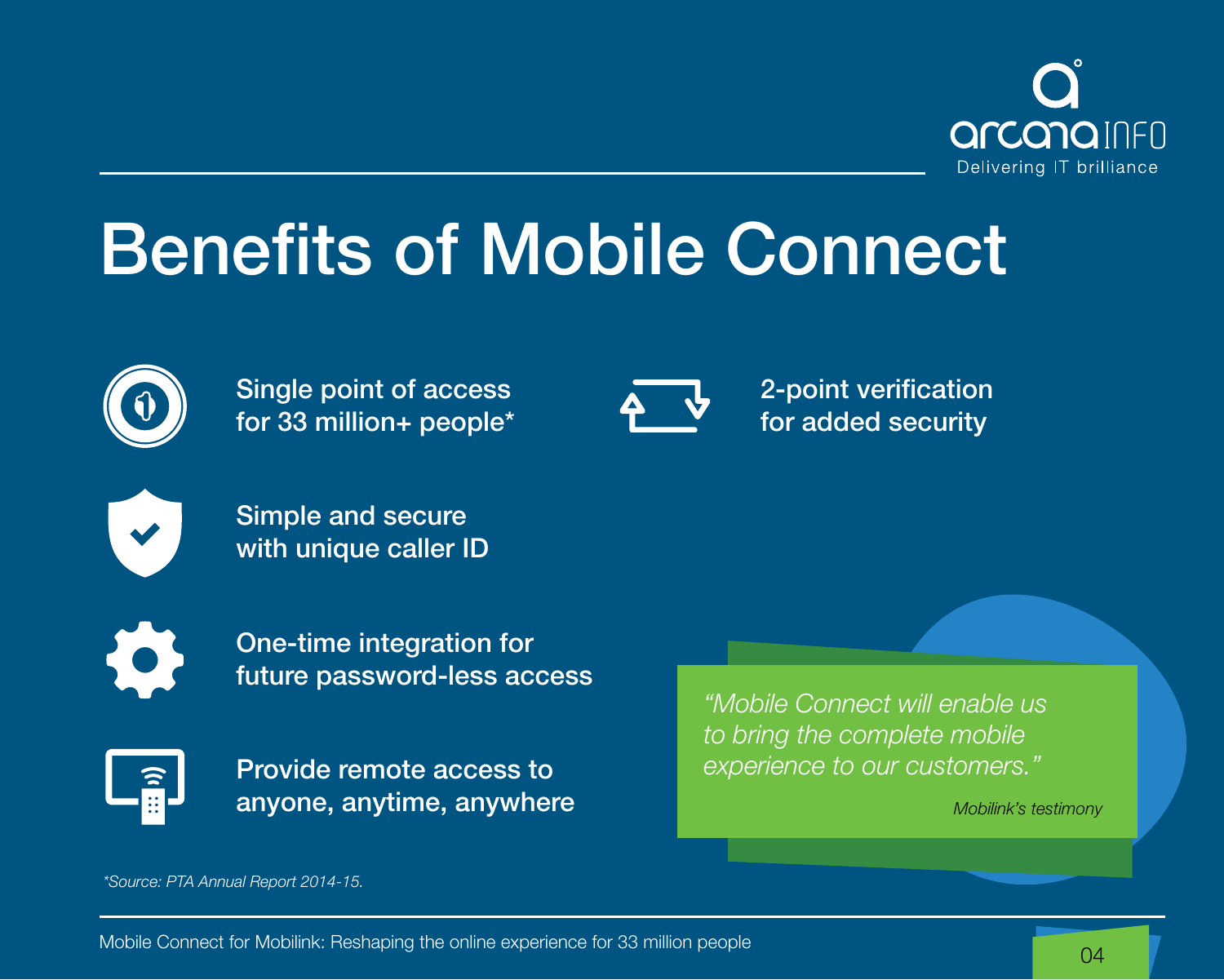# Benefits of Mobile Connect

- Single point of access for 33 million+ people*
- 2-point verification for added security
- Simple and secure with unique caller ID
- One-time integration for future password-less access
- Provide remote access to anyone, anytime, anywhere

*"Mobile Connect will enable us to bring the complete mobile experience to our customers."*

*Mobilink's testimony*

*Source: PTA Annual Report 2014-15.*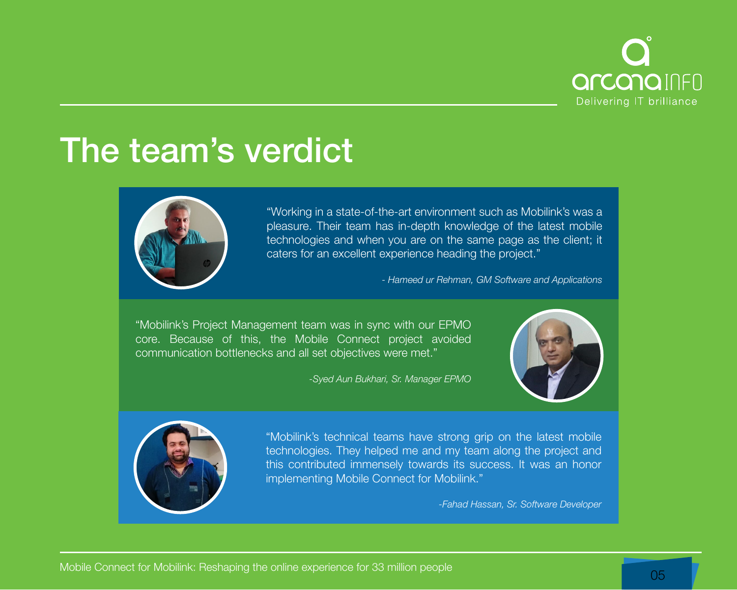# The team's verdict

"Working in a state-of-the-art environment such as Mobilink's was a pleasure. Their team has in-depth knowledge of the latest mobile technologies and when you are on the same page as the client; it caters for an excellent experience heading the project."

*- Hameed ur Rehman, GM Software and Applications*

"Mobilink's Project Management team was in sync with our EPMO core. Because of this, the Mobile Connect project avoided communication bottlenecks and all set objectives were met."

*-Syed Aun Bukhari, Sr. Manager EPMO*

"Mobilink's technical teams have strong grip on the latest mobile technologies. They helped me and my team along the project and this contributed immensely towards its success. It was an honor implementing Mobile Connect for Mobilink."

*-Fahad Hassan, Sr. Software Developer*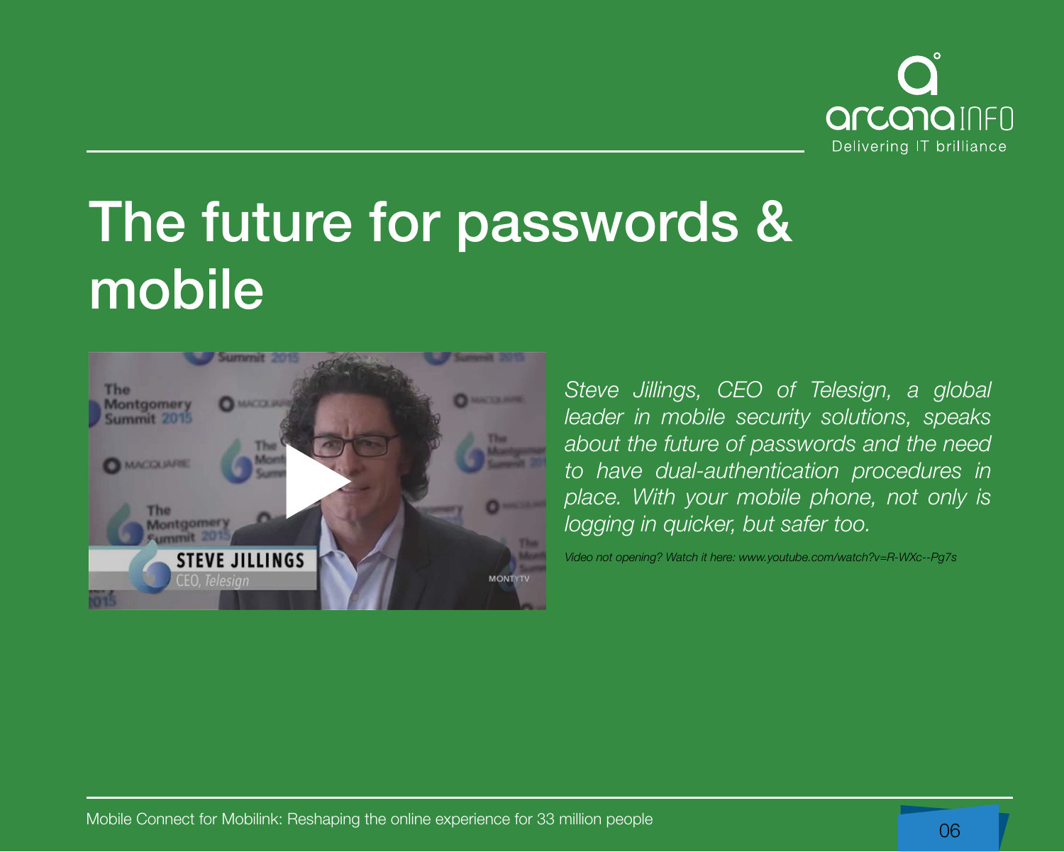# The future for passwords & mobile

*Steve Jillings, CEO of Telesign, a global leader in mobile security solutions, speaks about the future of passwords and the need to have dual-authentication procedures in place. With your mobile phone, not only is logging in quicker, but safer too.*

*Video not opening? Watch it here: www.youtube.com/watch?v=R-WXc--Pg7s*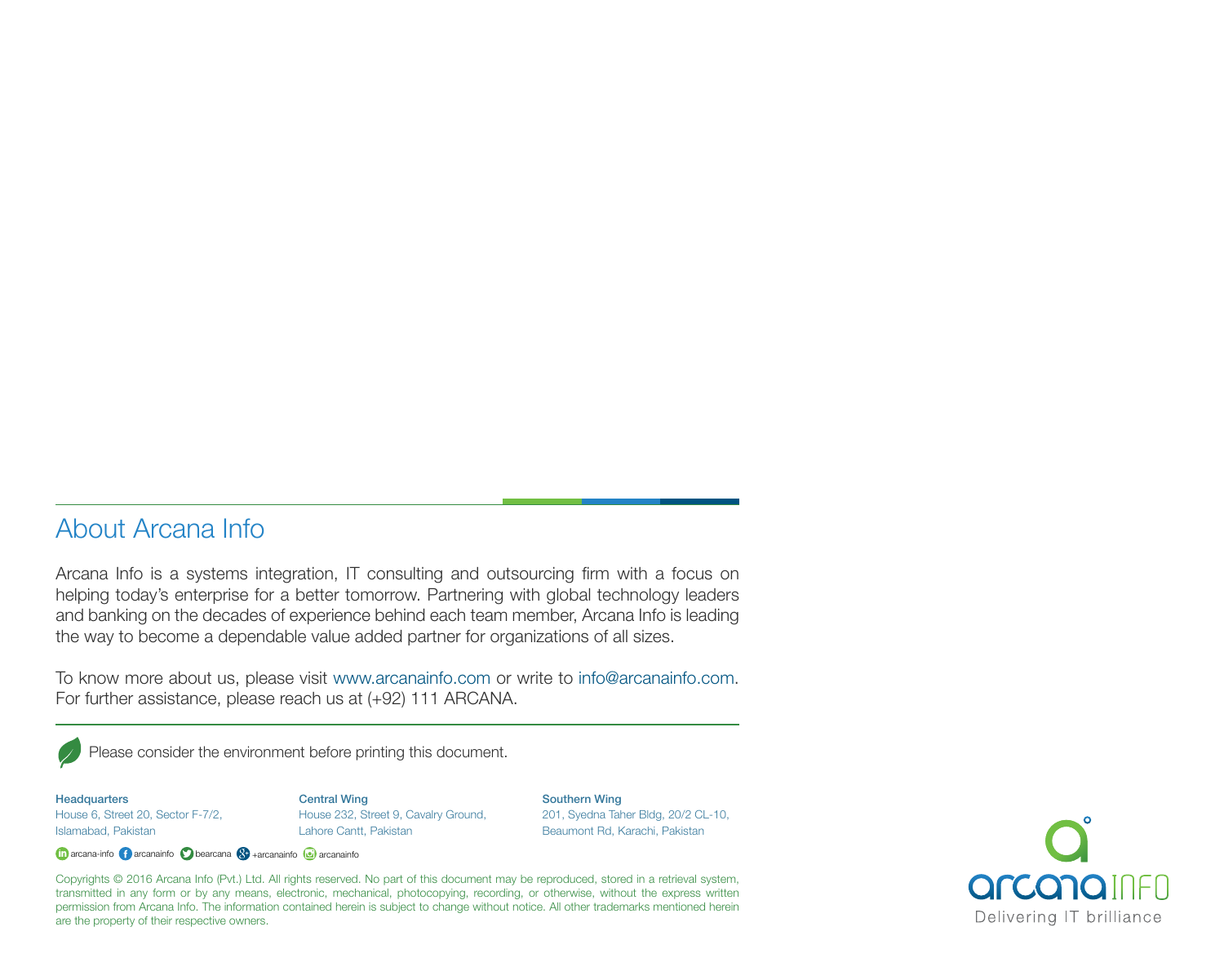## About Arcana Info

Arcana Info is a systems integration, IT consulting and outsourcing firm with a focus on helping today's enterprise for a better tomorrow. Partnering with global technology leaders and banking on the decades of experience behind each team member, Arcana Info is leading the way to become a dependable value added partner for organizations of all sizes.

To know more about us, please visit www.arcanainfo.com or write to info@arcanainfo.com. For further assistance, please reach us at (+92) 111 ARCANA.

Please consider the environment before printing this document.

**Headquarters**
House 6, Street 20, Sector F-7/2,
Islamabad, Pakistan

**Central Wing**
House 232, Street 9, Cavalry Ground,
Lahore Cantt, Pakistan

**Southern Wing**
201, Syedna Taher Bldg, 20/2 CL-10,
Beaumont Rd, Karachi, Pakistan

arcana-info arcanainfo bearcana +arcanainfo arcanainfo

Copyrights © 2016 Arcana Info (Pvt.) Ltd. All rights reserved. No part of this document may be reproduced, stored in a retrieval system, transmitted in any form or by any means, electronic, mechanical, photocopying, recording, or otherwise, without the express written permission from Arcana Info. The information contained herein is subject to change without notice. All other trademarks mentioned herein are the property of their respective owners.

arcana INFO
Delivering IT brilliance